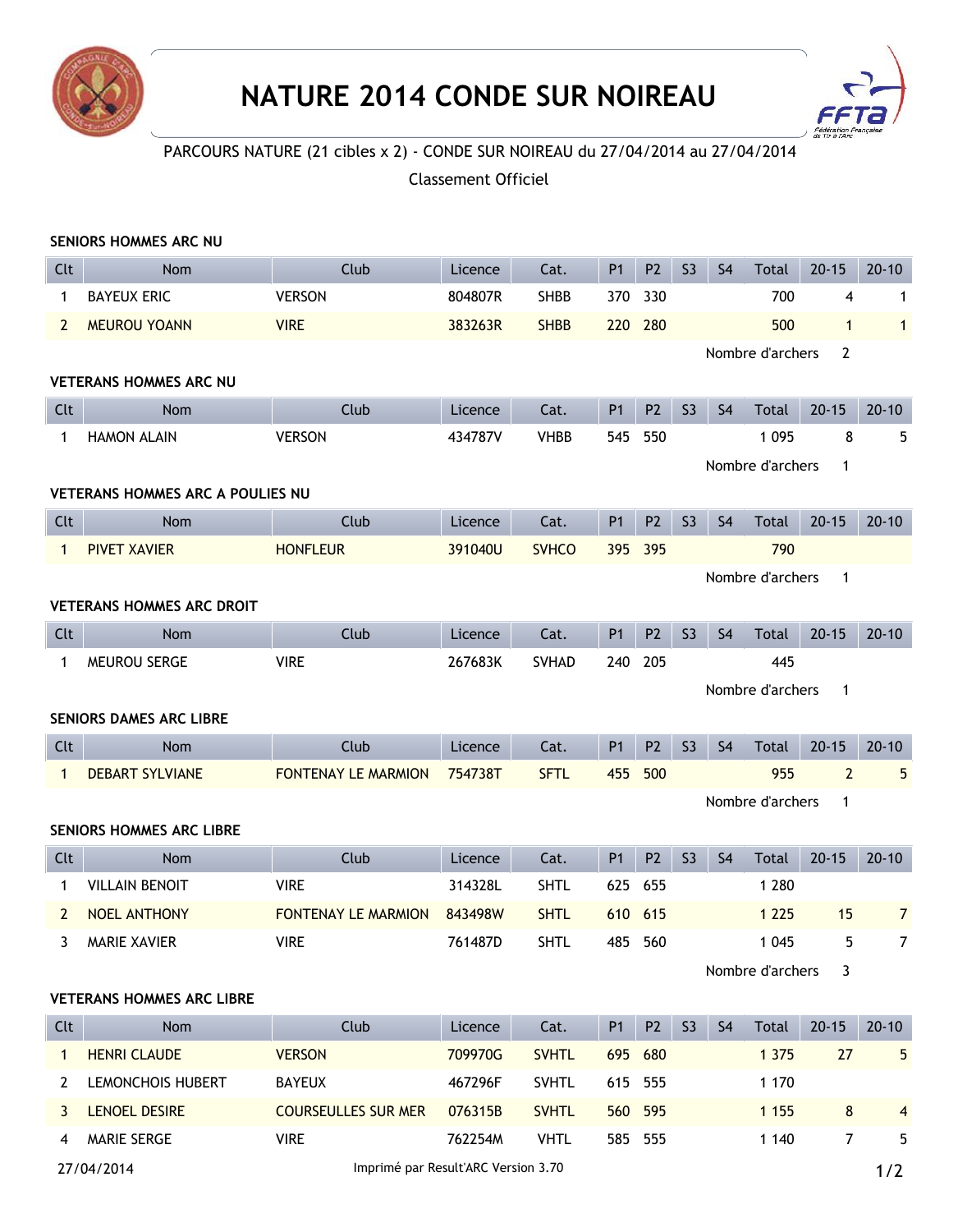# NATURE 2014 CONDE SUR NOIREAU

PARCOURS NATURE (21 cibles x 2) - CONDE SUR NOIREAU du 27/04/2014 au 27/04/2014

Classement Officiel

### SENIORS HOMMES ARC NU

| Clt | Nom | Club | Licence | Cat. | P1 | P2 | S3 | S4 | Total | 20-15 | 20-10 |
|---|---|---|---|---|---|---|---|---|---|---|---|
| 1 | BAYEUX ERIC | VERSON | 804807R | SHBB | 370 | 330 | | | 700 | 4 | 1 |
| 2 | MEUROU YOANN | VIRE | 383263R | SHBB | 220 | 280 | | | 500 | 1 | 1 |

Nombre d'archers 2

### VETERANS HOMMES ARC NU

| Clt | Nom | Club | Licence | Cat. | P1 | P2 | S3 | S4 | Total | 20-15 | 20-10 |
|---|---|---|---|---|---|---|---|---|---|---|---|
| 1 | HAMON ALAIN | VERSON | 434787V | VHBB | 545 | 550 | | | 1 095 | 8 | 5 |

Nombre d'archers 1

### VETERANS HOMMES ARC A POULIES NU

| Clt | Nom | Club | Licence | Cat. | P1 | P2 | S3 | S4 | Total | 20-15 | 20-10 |
|---|---|---|---|---|---|---|---|---|---|---|---|
| 1 | PIVET XAVIER | HONFLEUR | 391040U | SVHCO | 395 | 395 | | | 790 | | |

Nombre d'archers 1

### VETERANS HOMMES ARC DROIT

| Clt | Nom | Club | Licence | Cat. | P1 | P2 | S3 | S4 | Total | 20-15 | 20-10 |
|---|---|---|---|---|---|---|---|---|---|---|---|
| 1 | MEUROU SERGE | VIRE | 267683K | SVHAD | 240 | 205 | | | 445 | | |

Nombre d'archers 1

### SENIORS DAMES ARC LIBRE

| Clt | Nom | Club | Licence | Cat. | P1 | P2 | S3 | S4 | Total | 20-15 | 20-10 |
|---|---|---|---|---|---|---|---|---|---|---|---|
| 1 | DEBART SYLVIANE | FONTENAY LE MARMION | 754738T | SFTL | 455 | 500 | | | 955 | 2 | 5 |

Nombre d'archers 1

### SENIORS HOMMES ARC LIBRE

| Clt | Nom | Club | Licence | Cat. | P1 | P2 | S3 | S4 | Total | 20-15 | 20-10 |
|---|---|---|---|---|---|---|---|---|---|---|---|
| 1 | VILLAIN BENOIT | VIRE | 314328L | SHTL | 625 | 655 | | | 1 280 | | |
| 2 | NOEL ANTHONY | FONTENAY LE MARMION | 843498W | SHTL | 610 | 615 | | | 1 225 | 15 | 7 |
| 3 | MARIE XAVIER | VIRE | 761487D | SHTL | 485 | 560 | | | 1 045 | 5 | 7 |

Nombre d'archers 3

### VETERANS HOMMES ARC LIBRE

| Clt | Nom | Club | Licence | Cat. | P1 | P2 | S3 | S4 | Total | 20-15 | 20-10 |
|---|---|---|---|---|---|---|---|---|---|---|---|
| 1 | HENRI CLAUDE | VERSON | 709970G | SVHTL | 695 | 680 | | | 1 375 | 27 | 5 |
| 2 | LEMONCHOIS HUBERT | BAYEUX | 467296F | SVHTL | 615 | 555 | | | 1 170 | | |
| 3 | LENOEL DESIRE | COURSEULLES SUR MER | 076315B | SVHTL | 560 | 595 | | | 1 155 | 8 | 4 |
| 4 | MARIE SERGE | VIRE | 762254M | VHTL | 585 | 555 | | | 1 140 | 7 | 5 |

27/04/2014 Imprimé par Result'ARC Version 3.70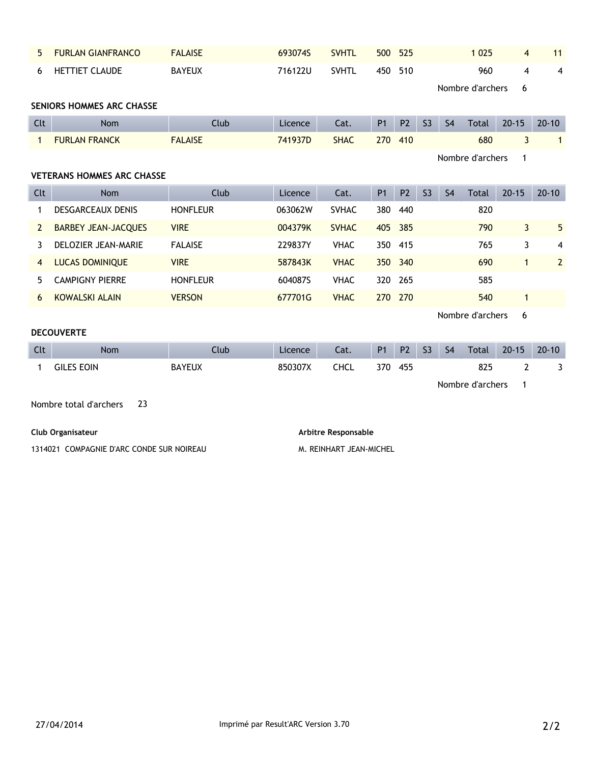| Clt | Nom | Club | Licence | Cat. | P1 | P2 | S3 | S4 | Total | 20-15 | 20-10 |
|---|---|---|---|---|---|---|---|---|---|---|---|
| 5 | FURLAN GIANFRANCO | FALAISE | 693074S | SVHTL | 500 | 525 | | | 1 025 | 4 | 11 |
| 6 | HETTIET CLAUDE | BAYEUX | 716122U | SVHTL | 450 | 510 | | | 960 | 4 | 4 |

Nombre d'archers 6

**SENIORS HOMMES ARC CHASSE**

| Clt | Nom | Club | Licence | Cat. | P1 | P2 | S3 | S4 | Total | 20-15 | 20-10 |
|---|---|---|---|---|---|---|---|---|---|---|---|
| 1 | FURLAN FRANCK | FALAISE | 741937D | SHAC | 270 | 410 | | | 680 | 3 | 1 |

Nombre d'archers 1

**VETERANS HOMMES ARC CHASSE**

| Clt | Nom | Club | Licence | Cat. | P1 | P2 | S3 | S4 | Total | 20-15 | 20-10 |
|---|---|---|---|---|---|---|---|---|---|---|---|
| 1 | DESGARCEAUX DENIS | HONFLEUR | 063062W | SVHAC | 380 | 440 | | | 820 | | |
| 2 | BARBEY JEAN-JACQUES | VIRE | 004379K | SVHAC | 405 | 385 | | | 790 | 3 | 5 |
| 3 | DELOZIER JEAN-MARIE | FALAISE | 229837Y | VHAC | 350 | 415 | | | 765 | 3 | 4 |
| 4 | LUCAS DOMINIQUE | VIRE | 587843K | VHAC | 350 | 340 | | | 690 | 1 | 2 |
| 5 | CAMPIGNY PIERRE | HONFLEUR | 604087S | VHAC | 320 | 265 | | | 585 | | |
| 6 | KOWALSKI ALAIN | VERSON | 677701G | VHAC | 270 | 270 | | | 540 | 1 | |

Nombre d'archers 6

**DECOUVERTE**

| Clt | Nom | Club | Licence | Cat. | P1 | P2 | S3 | S4 | Total | 20-15 | 20-10 |
|---|---|---|---|---|---|---|---|---|---|---|---|
| 1 | GILES EOIN | BAYEUX | 850307X | CHCL | 370 | 455 | | | 825 | 2 | 3 |

Nombre d'archers 1

Nombre total d'archers 23

**Club Organisateur**

1314021 COMPAGNIE D'ARC CONDE SUR NOIREAU

**Arbitre Responsable**

M. REINHART JEAN-MICHEL

27/04/2014

Imprimé par Result'ARC Version 3.70